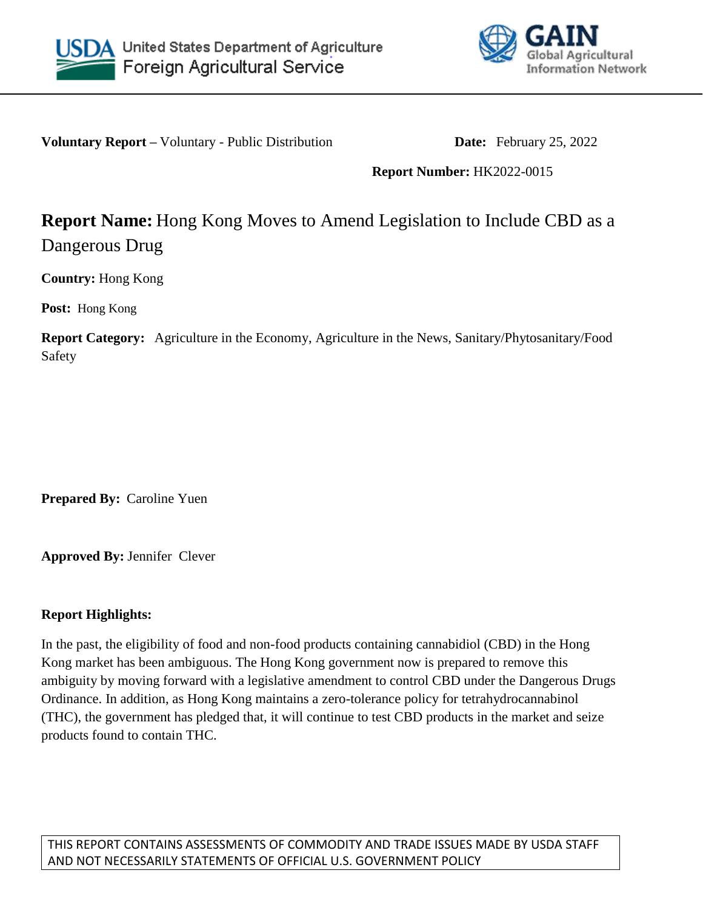**Voluntary Report –** Voluntary - Public Distribution **Date:** February 25, 2022

**Report Number:** HK2022-0015

# **Report Name:** Hong Kong Moves to Amend Legislation to Include CBD as a Dangerous Drug

**Country:** Hong Kong

**Post:** Hong Kong

**Report Category:** Agriculture in the Economy, Agriculture in the News, Sanitary/Phytosanitary/Food Safety

**Prepared By:** Caroline Yuen

**Approved By:** Jennifer Clever

**Report Highlights:**

In the past, the eligibility of food and non-food products containing cannabidiol (CBD) in the Hong Kong market has been ambiguous. The Hong Kong government now is prepared to remove this ambiguity by moving forward with a legislative amendment to control CBD under the Dangerous Drugs Ordinance. In addition, as Hong Kong maintains a zero-tolerance policy for tetrahydrocannabinol (THC), the government has pledged that, it will continue to test CBD products in the market and seize products found to contain THC.

THIS REPORT CONTAINS ASSESSMENTS OF COMMODITY AND TRADE ISSUES MADE BY USDA STAFF AND NOT NECESSARILY STATEMENTS OF OFFICIAL U.S. GOVERNMENT POLICY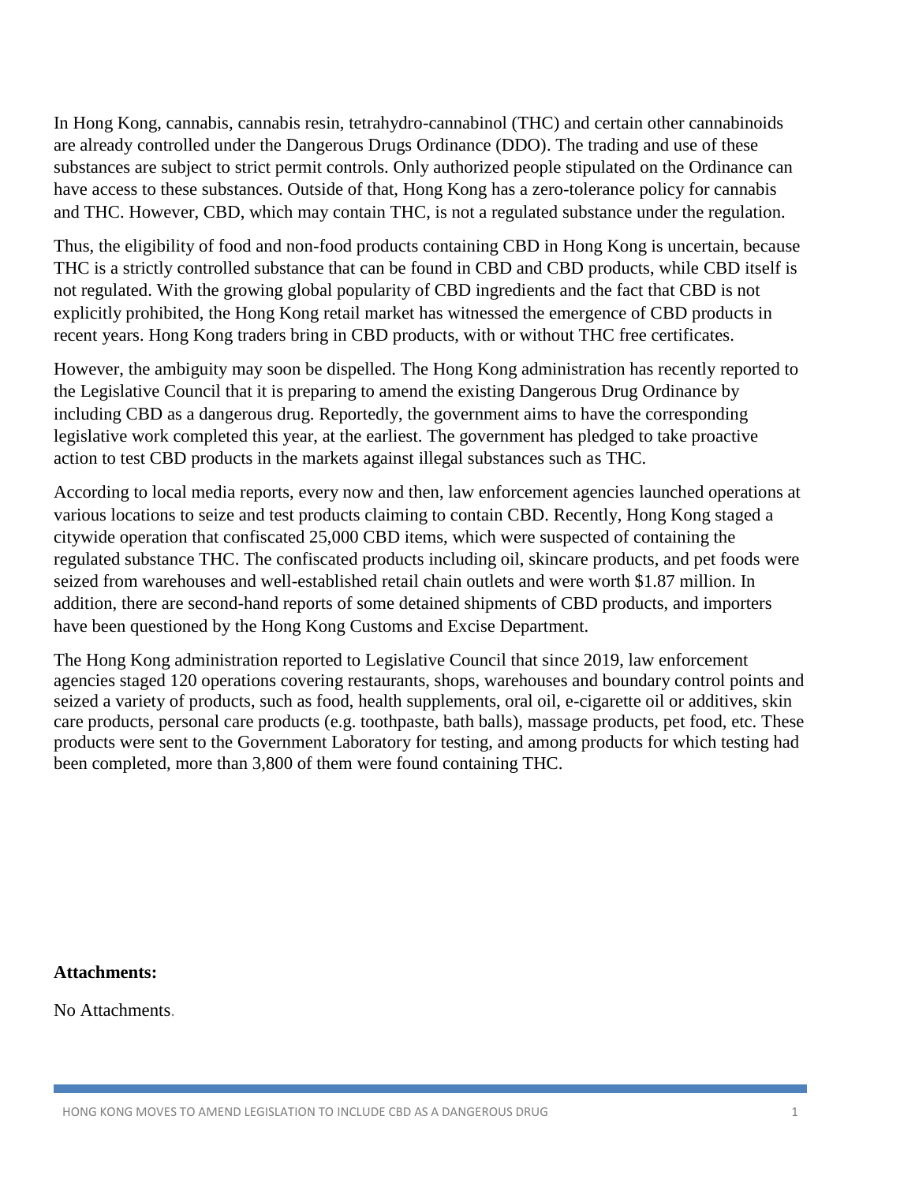In Hong Kong, cannabis, cannabis resin, tetrahydro-cannabinol (THC) and certain other cannabinoids are already controlled under the Dangerous Drugs Ordinance (DDO). The trading and use of these substances are subject to strict permit controls. Only authorized people stipulated on the Ordinance can have access to these substances. Outside of that, Hong Kong has a zero-tolerance policy for cannabis and THC. However, CBD, which may contain THC, is not a regulated substance under the regulation.

Thus, the eligibility of food and non-food products containing CBD in Hong Kong is uncertain, because THC is a strictly controlled substance that can be found in CBD and CBD products, while CBD itself is not regulated. With the growing global popularity of CBD ingredients and the fact that CBD is not explicitly prohibited, the Hong Kong retail market has witnessed the emergence of CBD products in recent years. Hong Kong traders bring in CBD products, with or without THC free certificates.

However, the ambiguity may soon be dispelled. The Hong Kong administration has recently reported to the Legislative Council that it is preparing to amend the existing Dangerous Drug Ordinance by including CBD as a dangerous drug. Reportedly, the government aims to have the corresponding legislative work completed this year, at the earliest. The government has pledged to take proactive action to test CBD products in the markets against illegal substances such as THC.

According to local media reports, every now and then, law enforcement agencies launched operations at various locations to seize and test products claiming to contain CBD. Recently, Hong Kong staged a citywide operation that confiscated 25,000 CBD items, which were suspected of containing the regulated substance THC. The confiscated products including oil, skincare products, and pet foods were seized from warehouses and well-established retail chain outlets and were worth $1.87 million. In addition, there are second-hand reports of some detained shipments of CBD products, and importers have been questioned by the Hong Kong Customs and Excise Department.

The Hong Kong administration reported to Legislative Council that since 2019, law enforcement agencies staged 120 operations covering restaurants, shops, warehouses and boundary control points and seized a variety of products, such as food, health supplements, oral oil, e-cigarette oil or additives, skin care products, personal care products (e.g. toothpaste, bath balls), massage products, pet food, etc. These products were sent to the Government Laboratory for testing, and among products for which testing had been completed, more than 3,800 of them were found containing THC.

**Attachments:**

No Attachments.